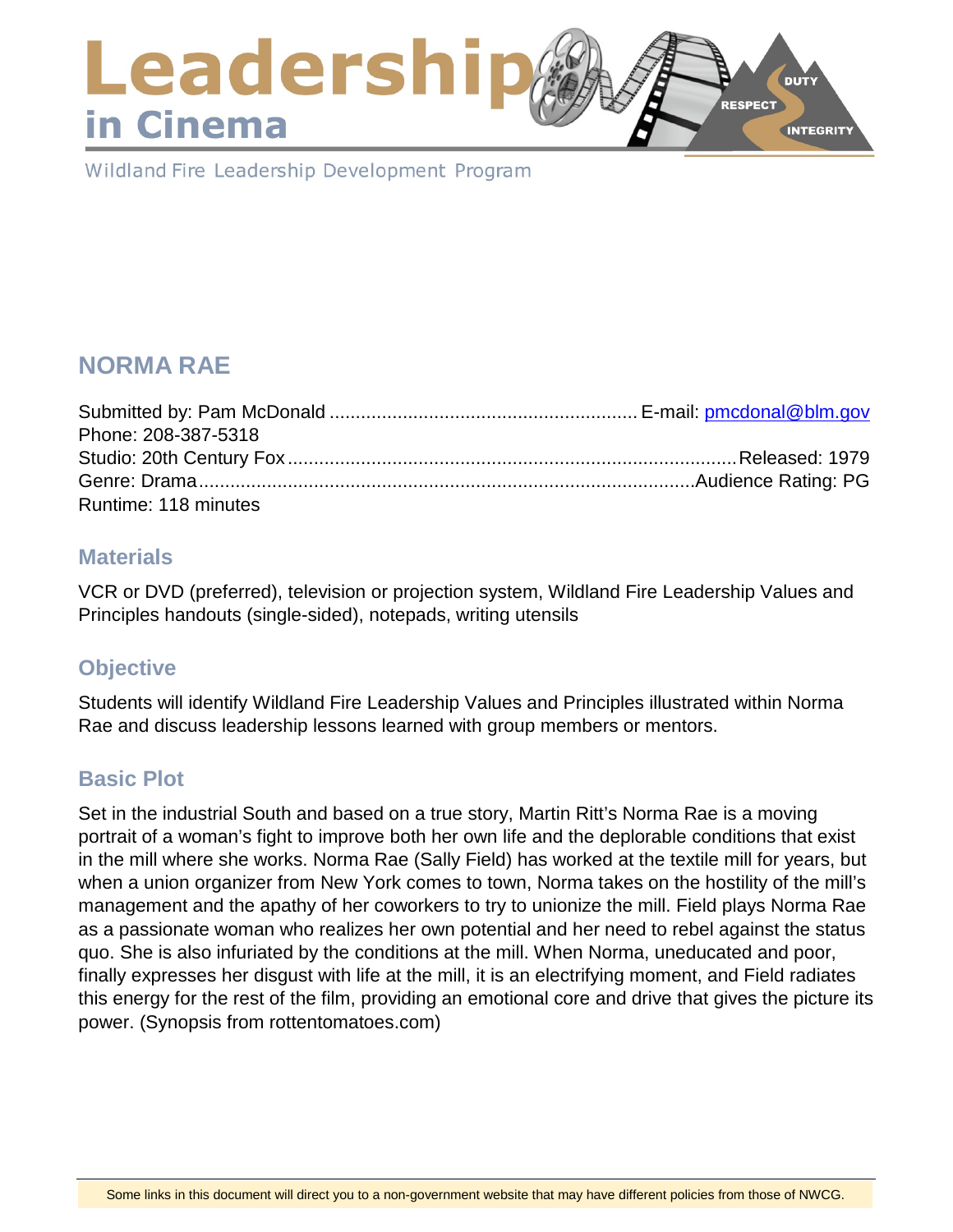# Leadership in Cinema

Wildland Fire Leadership Development Program

## NORMA RAE

Submitted by: Pam McDonald .......................................................... E-mail: pmcdonal@blm.gov
Phone: 208-387-5318
Studio: 20th Century Fox ...................................................................................... Released: 1979
Genre: Drama ............................................................................................. Audience Rating: PG
Runtime: 118 minutes

### Materials

VCR or DVD (preferred), television or projection system, Wildland Fire Leadership Values and Principles handouts (single-sided), notepads, writing utensils

### Objective

Students will identify Wildland Fire Leadership Values and Principles illustrated within Norma Rae and discuss leadership lessons learned with group members or mentors.

### Basic Plot

Set in the industrial South and based on a true story, Martin Ritt's Norma Rae is a moving portrait of a woman's fight to improve both her own life and the deplorable conditions that exist in the mill where she works. Norma Rae (Sally Field) has worked at the textile mill for years, but when a union organizer from New York comes to town, Norma takes on the hostility of the mill's management and the apathy of her coworkers to try to unionize the mill. Field plays Norma Rae as a passionate woman who realizes her own potential and her need to rebel against the status quo. She is also infuriated by the conditions at the mill. When Norma, uneducated and poor, finally expresses her disgust with life at the mill, it is an electrifying moment, and Field radiates this energy for the rest of the film, providing an emotional core and drive that gives the picture its power. (Synopsis from rottentomatoes.com)

Some links in this document will direct you to a non-government website that may have different policies from those of NWCG.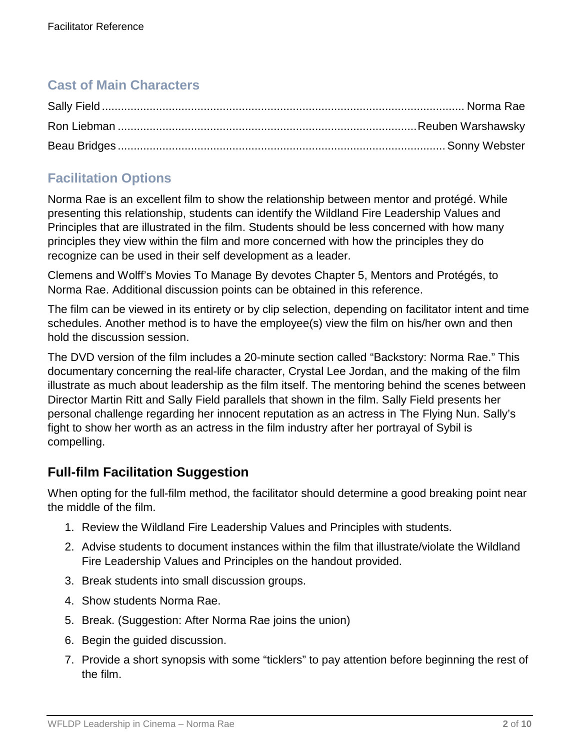## Cast of Main Characters

| | |
|---|---|
| Sally Field | Norma Rae |
| Ron Liebman | Reuben Warshawsky |
| Beau Bridges | Sonny Webster |

## Facilitation Options

Norma Rae is an excellent film to show the relationship between mentor and protégé. While presenting this relationship, students can identify the Wildland Fire Leadership Values and Principles that are illustrated in the film. Students should be less concerned with how many principles they view within the film and more concerned with how the principles they do recognize can be used in their self development as a leader.

Clemens and Wolff's Movies To Manage By devotes Chapter 5, Mentors and Protégés, to Norma Rae. Additional discussion points can be obtained in this reference.

The film can be viewed in its entirety or by clip selection, depending on facilitator intent and time schedules. Another method is to have the employee(s) view the film on his/her own and then hold the discussion session.

The DVD version of the film includes a 20-minute section called "Backstory: Norma Rae." This documentary concerning the real-life character, Crystal Lee Jordan, and the making of the film illustrate as much about leadership as the film itself. The mentoring behind the scenes between Director Martin Ritt and Sally Field parallels that shown in the film. Sally Field presents her personal challenge regarding her innocent reputation as an actress in The Flying Nun. Sally's fight to show her worth as an actress in the film industry after her portrayal of Sybil is compelling.

### Full-film Facilitation Suggestion

When opting for the full-film method, the facilitator should determine a good breaking point near the middle of the film.

1. Review the Wildland Fire Leadership Values and Principles with students.
2. Advise students to document instances within the film that illustrate/violate the Wildland Fire Leadership Values and Principles on the handout provided.
3. Break students into small discussion groups.
4. Show students Norma Rae.
5. Break. (Suggestion: After Norma Rae joins the union)
6. Begin the guided discussion.
7. Provide a short synopsis with some "ticklers" to pay attention before beginning the rest of the film.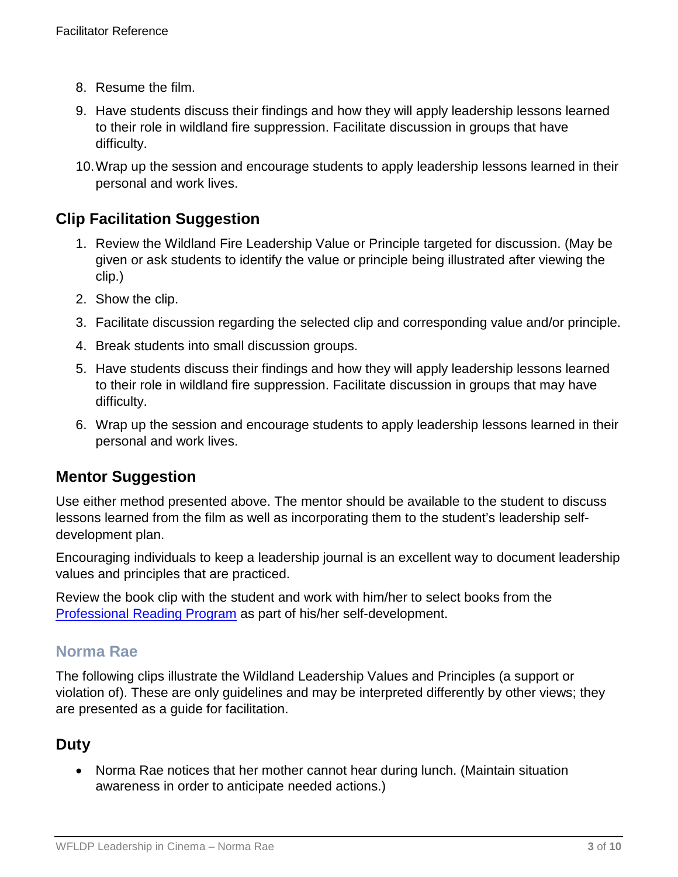8. Resume the film.
9. Have students discuss their findings and how they will apply leadership lessons learned to their role in wildland fire suppression. Facilitate discussion in groups that have difficulty.
10. Wrap up the session and encourage students to apply leadership lessons learned in their personal and work lives.

## Clip Facilitation Suggestion

1. Review the Wildland Fire Leadership Value or Principle targeted for discussion. (May be given or ask students to identify the value or principle being illustrated after viewing the clip.)
2. Show the clip.
3. Facilitate discussion regarding the selected clip and corresponding value and/or principle.
4. Break students into small discussion groups.
5. Have students discuss their findings and how they will apply leadership lessons learned to their role in wildland fire suppression. Facilitate discussion in groups that may have difficulty.
6. Wrap up the session and encourage students to apply leadership lessons learned in their personal and work lives.

## Mentor Suggestion

Use either method presented above. The mentor should be available to the student to discuss lessons learned from the film as well as incorporating them to the student's leadership self-development plan.

Encouraging individuals to keep a leadership journal is an excellent way to document leadership values and principles that are practiced.

Review the book clip with the student and work with him/her to select books from the [Professional Reading Program] as part of his/her self-development.

### Norma Rae

The following clips illustrate the Wildland Leadership Values and Principles (a support or violation of). These are only guidelines and may be interpreted differently by other views; they are presented as a guide for facilitation.

## Duty

- Norma Rae notices that her mother cannot hear during lunch. (Maintain situation awareness in order to anticipate needed actions.)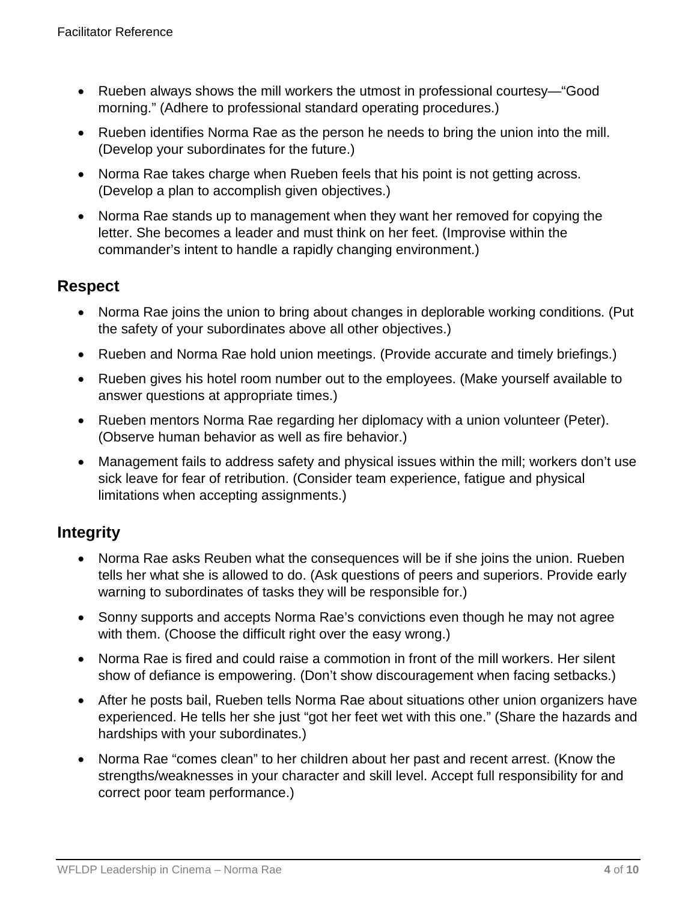- Rueben always shows the mill workers the utmost in professional courtesy—"Good morning." (Adhere to professional standard operating procedures.)
- Rueben identifies Norma Rae as the person he needs to bring the union into the mill. (Develop your subordinates for the future.)
- Norma Rae takes charge when Rueben feels that his point is not getting across. (Develop a plan to accomplish given objectives.)
- Norma Rae stands up to management when they want her removed for copying the letter. She becomes a leader and must think on her feet. (Improvise within the commander's intent to handle a rapidly changing environment.)

## Respect

- Norma Rae joins the union to bring about changes in deplorable working conditions. (Put the safety of your subordinates above all other objectives.)
- Rueben and Norma Rae hold union meetings. (Provide accurate and timely briefings.)
- Rueben gives his hotel room number out to the employees. (Make yourself available to answer questions at appropriate times.)
- Rueben mentors Norma Rae regarding her diplomacy with a union volunteer (Peter). (Observe human behavior as well as fire behavior.)
- Management fails to address safety and physical issues within the mill; workers don't use sick leave for fear of retribution. (Consider team experience, fatigue and physical limitations when accepting assignments.)

## Integrity

- Norma Rae asks Reuben what the consequences will be if she joins the union. Rueben tells her what she is allowed to do. (Ask questions of peers and superiors. Provide early warning to subordinates of tasks they will be responsible for.)
- Sonny supports and accepts Norma Rae's convictions even though he may not agree with them. (Choose the difficult right over the easy wrong.)
- Norma Rae is fired and could raise a commotion in front of the mill workers. Her silent show of defiance is empowering. (Don't show discouragement when facing setbacks.)
- After he posts bail, Rueben tells Norma Rae about situations other union organizers have experienced. He tells her she just "got her feet wet with this one." (Share the hazards and hardships with your subordinates.)
- Norma Rae "comes clean" to her children about her past and recent arrest. (Know the strengths/weaknesses in your character and skill level. Accept full responsibility for and correct poor team performance.)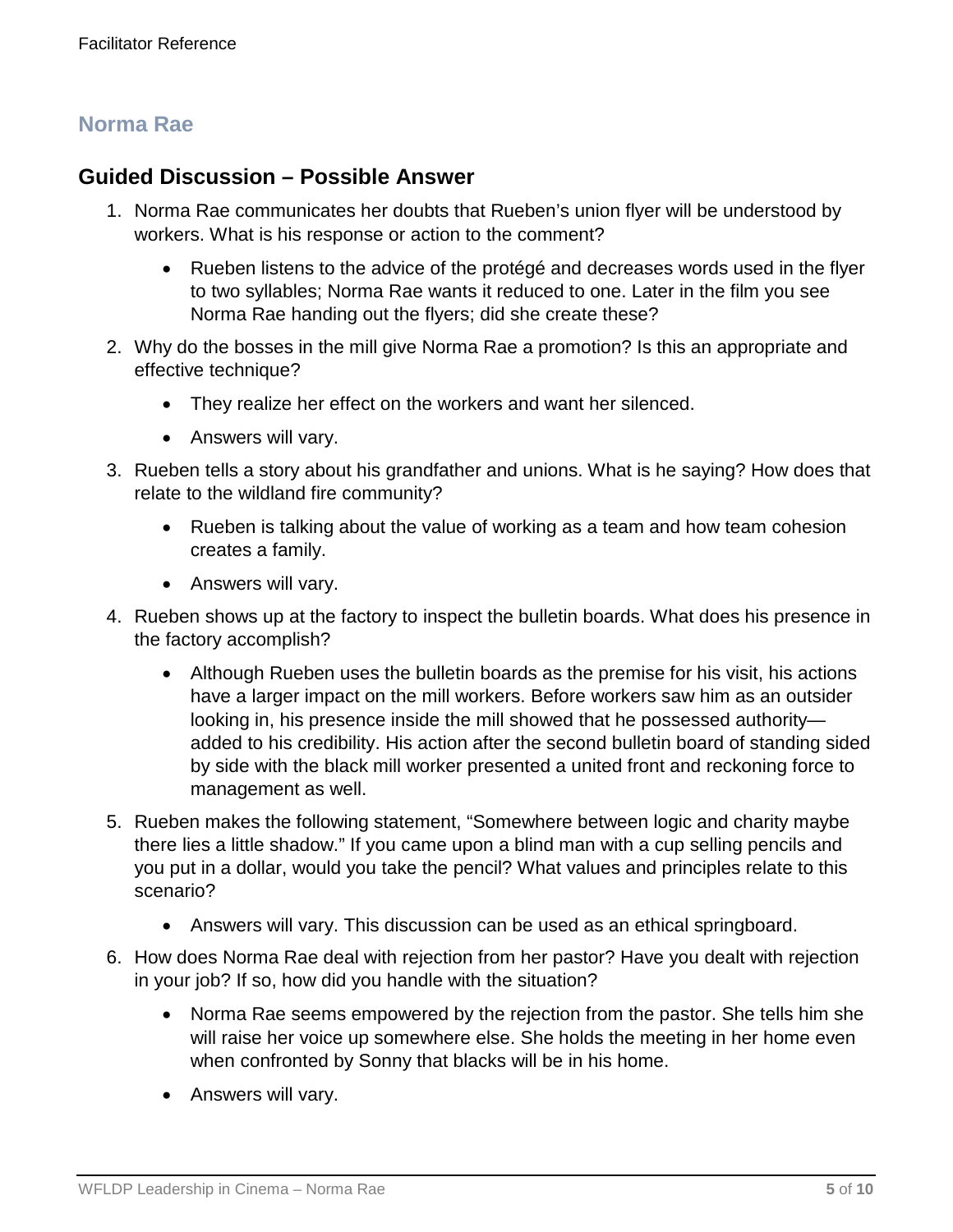## Norma Rae

## Guided Discussion – Possible Answer

1. Norma Rae communicates her doubts that Rueben's union flyer will be understood by workers. What is his response or action to the comment?

    - Rueben listens to the advice of the protégé and decreases words used in the flyer to two syllables; Norma Rae wants it reduced to one. Later in the film you see Norma Rae handing out the flyers; did she create these?

2. Why do the bosses in the mill give Norma Rae a promotion? Is this an appropriate and effective technique?

    - They realize her effect on the workers and want her silenced.
    - Answers will vary.

3. Rueben tells a story about his grandfather and unions. What is he saying? How does that relate to the wildland fire community?

    - Rueben is talking about the value of working as a team and how team cohesion creates a family.
    - Answers will vary.

4. Rueben shows up at the factory to inspect the bulletin boards. What does his presence in the factory accomplish?

    - Although Rueben uses the bulletin boards as the premise for his visit, his actions have a larger impact on the mill workers. Before workers saw him as an outsider looking in, his presence inside the mill showed that he possessed authority—added to his credibility. His action after the second bulletin board of standing sided by side with the black mill worker presented a united front and reckoning force to management as well.

5. Rueben makes the following statement, "Somewhere between logic and charity maybe there lies a little shadow." If you came upon a blind man with a cup selling pencils and you put in a dollar, would you take the pencil? What values and principles relate to this scenario?

    - Answers will vary. This discussion can be used as an ethical springboard.

6. How does Norma Rae deal with rejection from her pastor? Have you dealt with rejection in your job? If so, how did you handle with the situation?

    - Norma Rae seems empowered by the rejection from the pastor. She tells him she will raise her voice up somewhere else. She holds the meeting in her home even when confronted by Sonny that blacks will be in his home.
    - Answers will vary.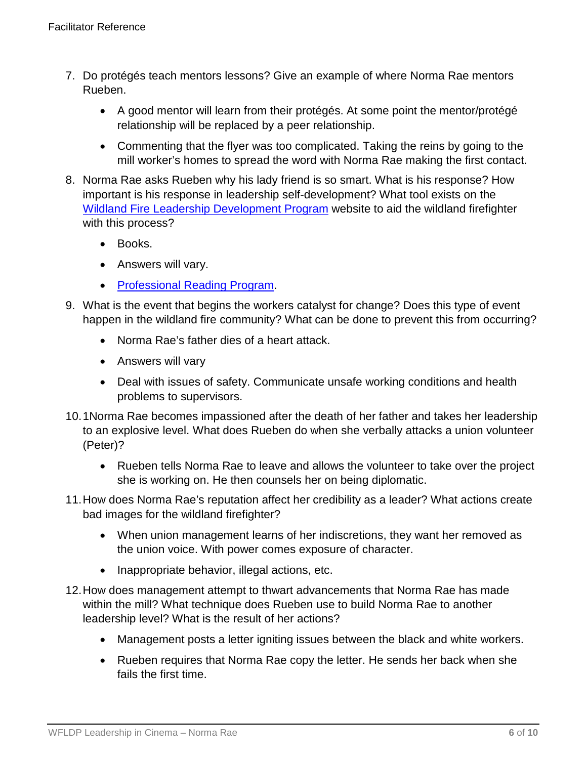7. Do protégés teach mentors lessons? Give an example of where Norma Rae mentors Rueben.

    - A good mentor will learn from their protégés. At some point the mentor/protégé relationship will be replaced by a peer relationship.
    - Commenting that the flyer was too complicated. Taking the reins by going to the mill worker's homes to spread the word with Norma Rae making the first contact.

8. Norma Rae asks Rueben why his lady friend is so smart. What is his response? How important is his response in leadership self-development? What tool exists on the [Wildland Fire Leadership Development Program]() website to aid the wildland firefighter with this process?

    - Books.
    - Answers will vary.
    - [Professional Reading Program]().

9. What is the event that begins the workers catalyst for change? Does this type of event happen in the wildland fire community? What can be done to prevent this from occurring?

    - Norma Rae's father dies of a heart attack.
    - Answers will vary
    - Deal with issues of safety. Communicate unsafe working conditions and health problems to supervisors.

10. 1Norma Rae becomes impassioned after the death of her father and takes her leadership to an explosive level. What does Rueben do when she verbally attacks a union volunteer (Peter)?

    - Rueben tells Norma Rae to leave and allows the volunteer to take over the project she is working on. He then counsels her on being diplomatic.

11. How does Norma Rae's reputation affect her credibility as a leader? What actions create bad images for the wildland firefighter?

    - When union management learns of her indiscretions, they want her removed as the union voice. With power comes exposure of character.
    - Inappropriate behavior, illegal actions, etc.

12. How does management attempt to thwart advancements that Norma Rae has made within the mill? What technique does Rueben use to build Norma Rae to another leadership level? What is the result of her actions?

    - Management posts a letter igniting issues between the black and white workers.
    - Rueben requires that Norma Rae copy the letter. He sends her back when she fails the first time.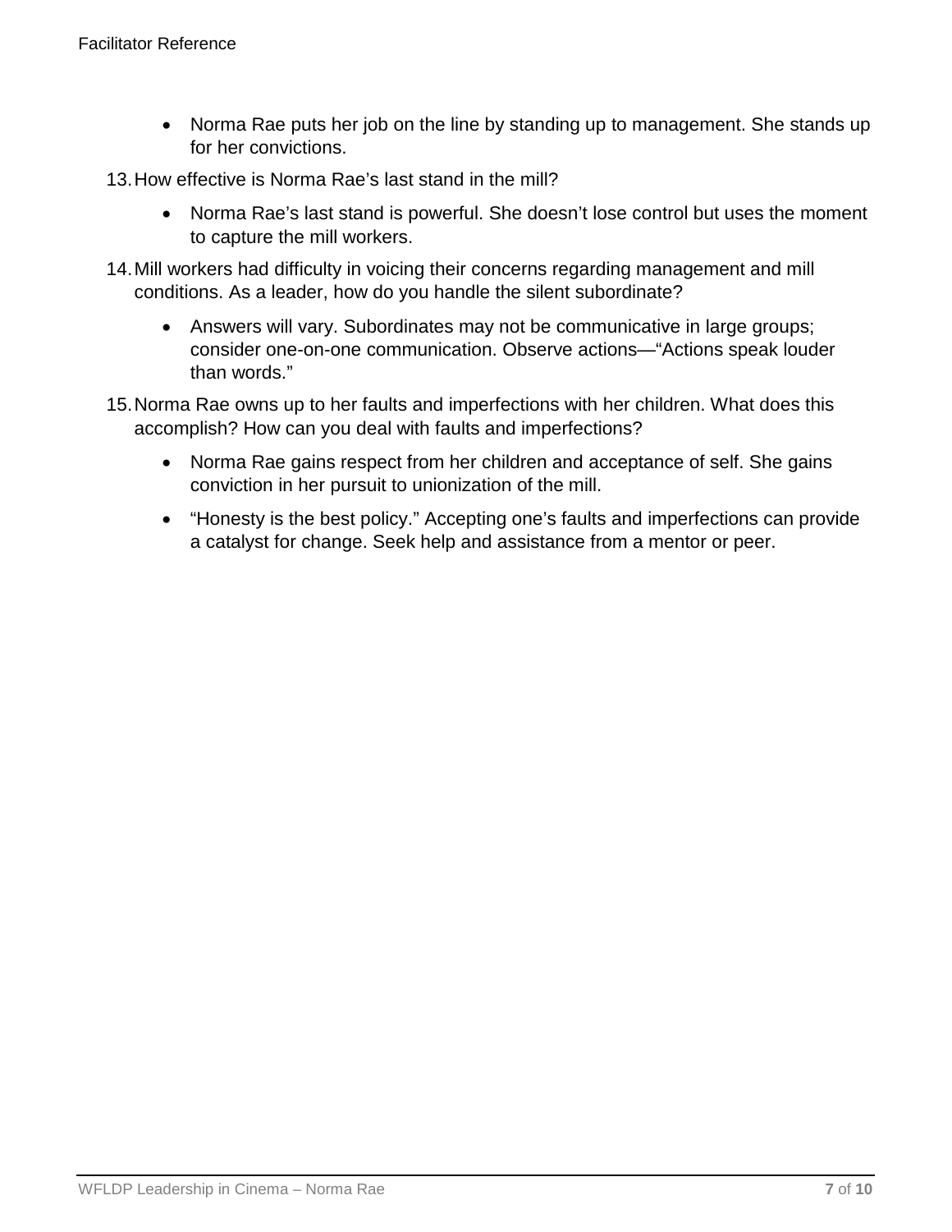- Norma Rae puts her job on the line by standing up to management. She stands up for her convictions.

13. How effective is Norma Rae's last stand in the mill?

    - Norma Rae's last stand is powerful. She doesn't lose control but uses the moment to capture the mill workers.

14. Mill workers had difficulty in voicing their concerns regarding management and mill conditions. As a leader, how do you handle the silent subordinate?

    - Answers will vary. Subordinates may not be communicative in large groups; consider one-on-one communication. Observe actions—"Actions speak louder than words."

15. Norma Rae owns up to her faults and imperfections with her children. What does this accomplish? How can you deal with faults and imperfections?

    - Norma Rae gains respect from her children and acceptance of self. She gains conviction in her pursuit to unionization of the mill.
    - "Honesty is the best policy." Accepting one's faults and imperfections can provide a catalyst for change. Seek help and assistance from a mentor or peer.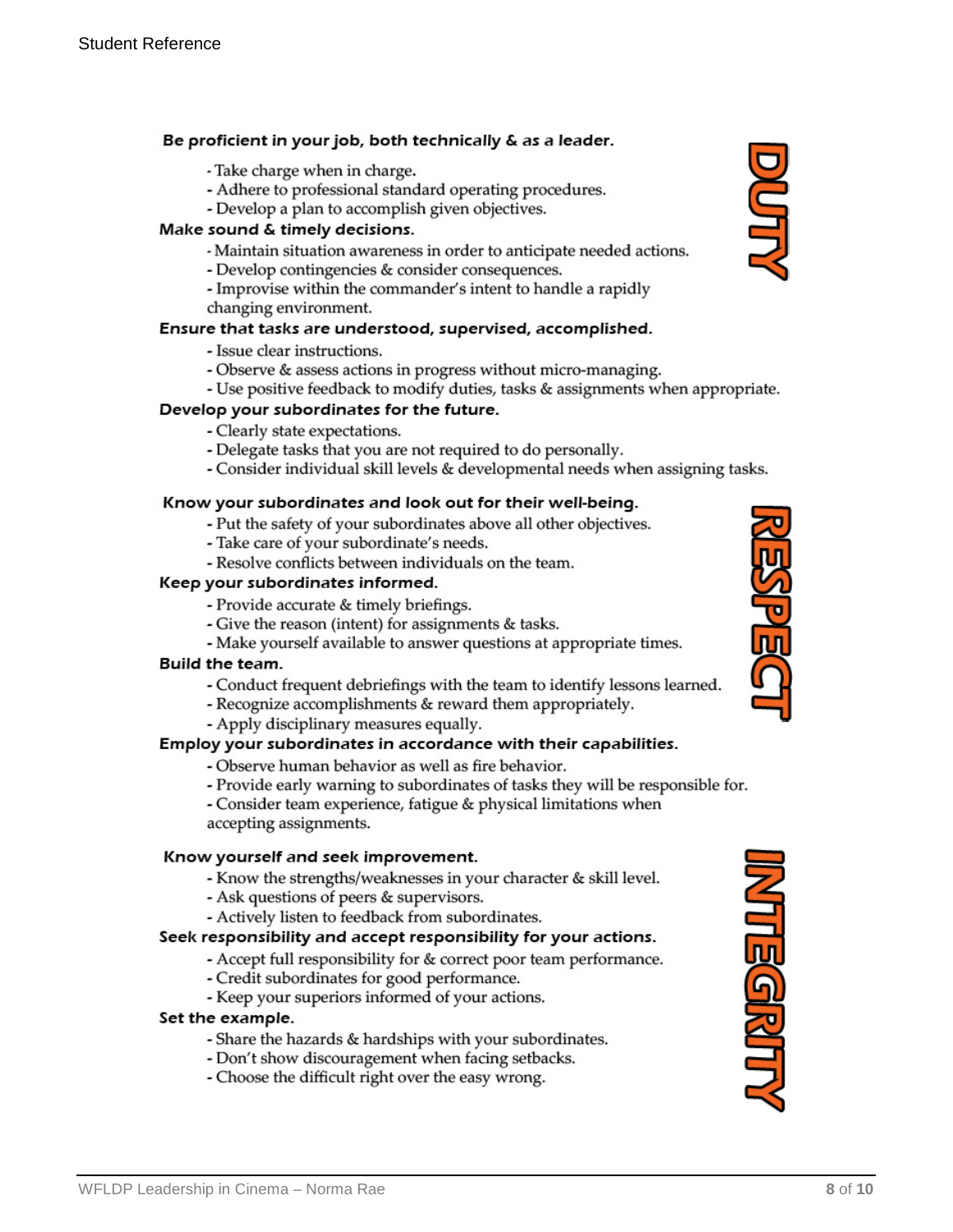## DUTY

**Be proficient in your job, both technically & as a leader.**

- Take charge when in charge.
- Adhere to professional standard operating procedures.
- Develop a plan to accomplish given objectives.

**Make sound & timely decisions.**

- Maintain situation awareness in order to anticipate needed actions.
- Develop contingencies & consider consequences.
- Improvise within the commander's intent to handle a rapidly changing environment.

**Ensure that tasks are understood, supervised, accomplished.**

- Issue clear instructions.
- Observe & assess actions in progress without micro-managing.
- Use positive feedback to modify duties, tasks & assignments when appropriate.

**Develop your subordinates for the future.**

- Clearly state expectations.
- Delegate tasks that you are not required to do personally.
- Consider individual skill levels & developmental needs when assigning tasks.

## RESPECT

**Know your subordinates and look out for their well-being.**

- Put the safety of your subordinates above all other objectives.
- Take care of your subordinate's needs.
- Resolve conflicts between individuals on the team.

**Keep your subordinates informed.**

- Provide accurate & timely briefings.
- Give the reason (intent) for assignments & tasks.
- Make yourself available to answer questions at appropriate times.

**Build the team.**

- Conduct frequent debriefings with the team to identify lessons learned.
- Recognize accomplishments & reward them appropriately.
- Apply disciplinary measures equally.

**Employ your subordinates in accordance with their capabilities.**

- Observe human behavior as well as fire behavior.
- Provide early warning to subordinates of tasks they will be responsible for.
- Consider team experience, fatigue & physical limitations when accepting assignments.

## INTEGRITY

**Know yourself and seek improvement.**

- Know the strengths/weaknesses in your character & skill level.
- Ask questions of peers & supervisors.
- Actively listen to feedback from subordinates.

**Seek responsibility and accept responsibility for your actions.**

- Accept full responsibility for & correct poor team performance.
- Credit subordinates for good performance.
- Keep your superiors informed of your actions.

**Set the example.**

- Share the hazards & hardships with your subordinates.
- Don't show discouragement when facing setbacks.
- Choose the difficult right over the easy wrong.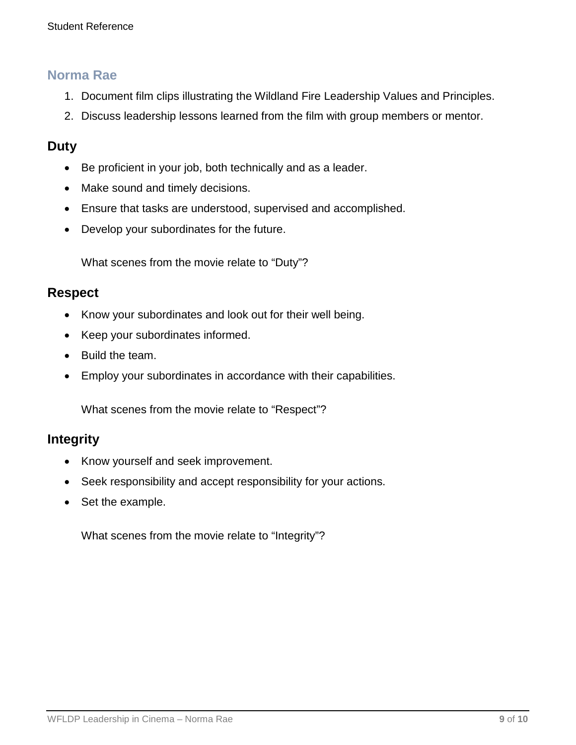## Norma Rae

1. Document film clips illustrating the Wildland Fire Leadership Values and Principles.
2. Discuss leadership lessons learned from the film with group members or mentor.

### Duty

- Be proficient in your job, both technically and as a leader.
- Make sound and timely decisions.
- Ensure that tasks are understood, supervised and accomplished.
- Develop your subordinates for the future.

What scenes from the movie relate to "Duty"?

### Respect

- Know your subordinates and look out for their well being.
- Keep your subordinates informed.
- Build the team.
- Employ your subordinates in accordance with their capabilities.

What scenes from the movie relate to "Respect"?

### Integrity

- Know yourself and seek improvement.
- Seek responsibility and accept responsibility for your actions.
- Set the example.

What scenes from the movie relate to "Integrity"?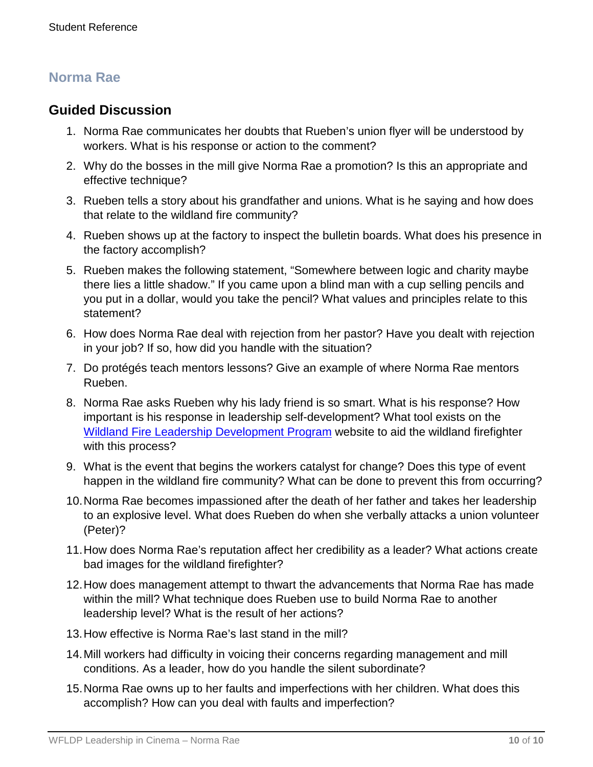## Norma Rae

### Guided Discussion

1. Norma Rae communicates her doubts that Rueben's union flyer will be understood by workers. What is his response or action to the comment?
2. Why do the bosses in the mill give Norma Rae a promotion? Is this an appropriate and effective technique?
3. Rueben tells a story about his grandfather and unions. What is he saying and how does that relate to the wildland fire community?
4. Rueben shows up at the factory to inspect the bulletin boards. What does his presence in the factory accomplish?
5. Rueben makes the following statement, "Somewhere between logic and charity maybe there lies a little shadow." If you came upon a blind man with a cup selling pencils and you put in a dollar, would you take the pencil? What values and principles relate to this statement?
6. How does Norma Rae deal with rejection from her pastor? Have you dealt with rejection in your job? If so, how did you handle with the situation?
7. Do protégés teach mentors lessons? Give an example of where Norma Rae mentors Rueben.
8. Norma Rae asks Rueben why his lady friend is so smart. What is his response? How important is his response in leadership self-development? What tool exists on the Wildland Fire Leadership Development Program website to aid the wildland firefighter with this process?
9. What is the event that begins the workers catalyst for change? Does this type of event happen in the wildland fire community? What can be done to prevent this from occurring?
10. Norma Rae becomes impassioned after the death of her father and takes her leadership to an explosive level. What does Rueben do when she verbally attacks a union volunteer (Peter)?
11. How does Norma Rae's reputation affect her credibility as a leader? What actions create bad images for the wildland firefighter?
12. How does management attempt to thwart the advancements that Norma Rae has made within the mill? What technique does Rueben use to build Norma Rae to another leadership level? What is the result of her actions?
13. How effective is Norma Rae's last stand in the mill?
14. Mill workers had difficulty in voicing their concerns regarding management and mill conditions. As a leader, how do you handle the silent subordinate?
15. Norma Rae owns up to her faults and imperfections with her children. What does this accomplish? How can you deal with faults and imperfection?